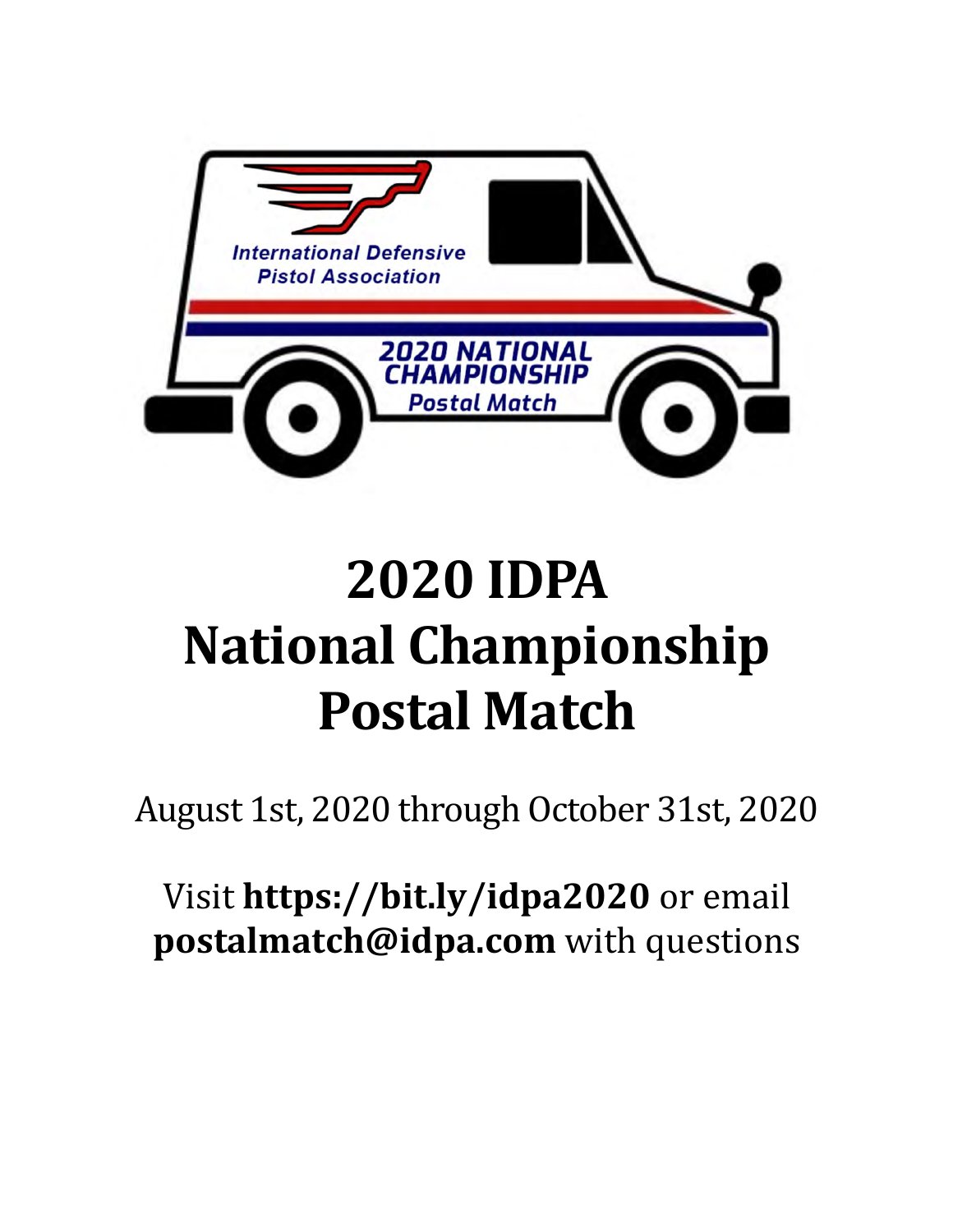# 2020 IDPA National Championship Postal Match

August 1st, 2020 through October 31st, 2020

Visit **https://bit.ly/idpa2020** or email **postalmatch@idpa.com** with questions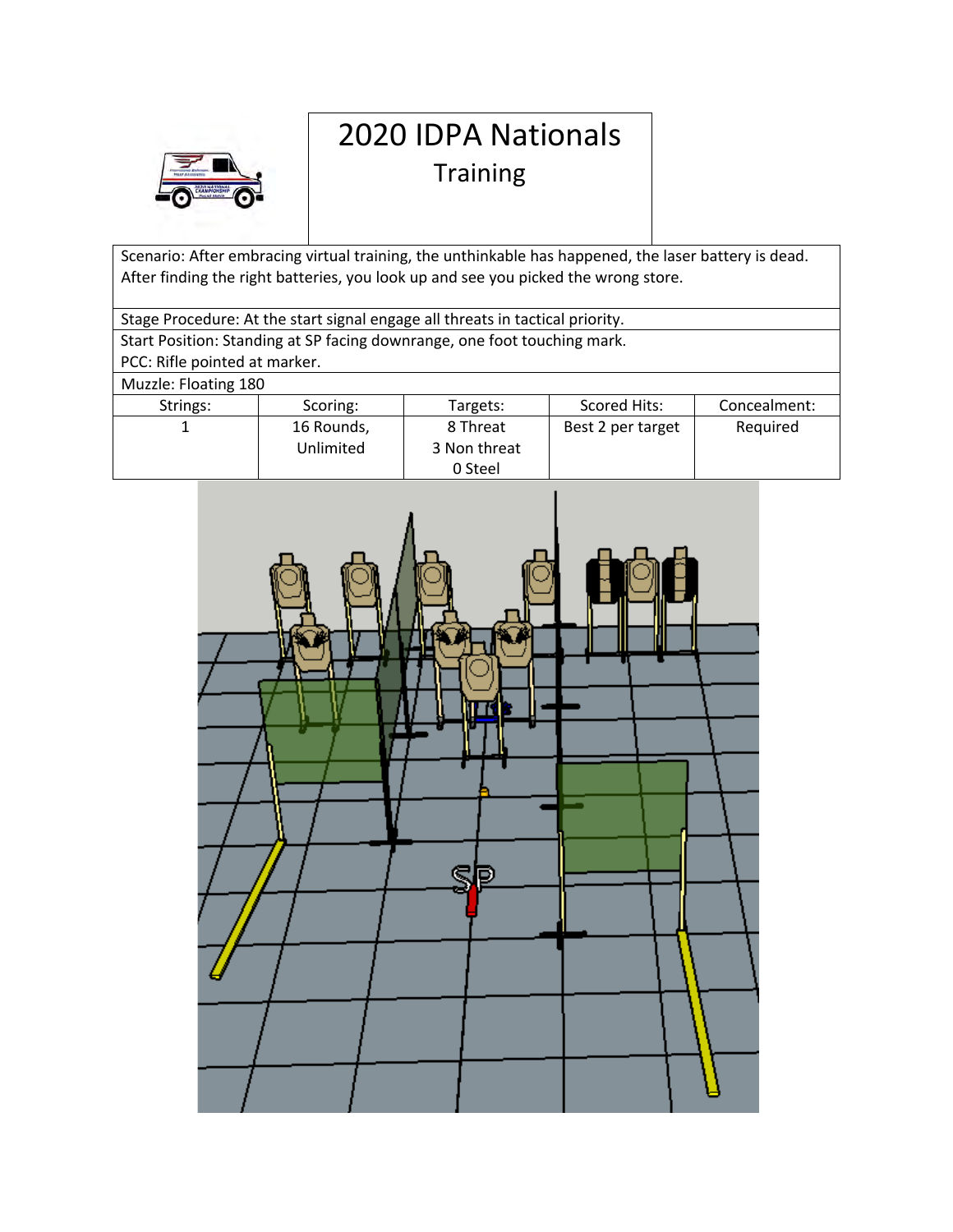# 2020 IDPA Nationals

## Training

Scenario: After embracing virtual training, the unthinkable has happened, the laser battery is dead. After finding the right batteries, you look up and see you picked the wrong store.

Stage Procedure: At the start signal engage all threats in tactical priority.

Start Position: Standing at SP facing downrange, one foot touching mark.
PCC: Rifle pointed at marker.

Muzzle: Floating 180

| Strings: | Scoring: | Targets: | Scored Hits: | Concealment: |
|---|---|---|---|---|
| 1 | 16 Rounds, Unlimited | 8 Threat<br>3 Non threat<br>0 Steel | Best 2 per target | Required |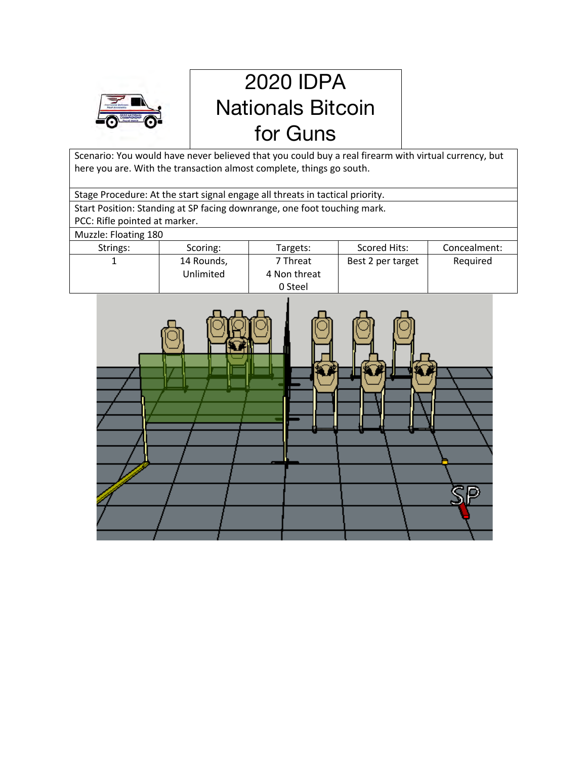# 2020 IDPA Nationals Bitcoin for Guns

Scenario: You would have never believed that you could buy a real firearm with virtual currency, but here you are. With the transaction almost complete, things go south.

Stage Procedure: At the start signal engage all threats in tactical priority.

Start Position: Standing at SP facing downrange, one foot touching mark.
PCC: Rifle pointed at marker.

Muzzle: Floating 180

| Strings: | Scoring: | Targets: | Scored Hits: | Concealment: |
|---|---|---|---|---|
| 1 | 14 Rounds, Unlimited | 7 Threat<br>4 Non threat<br>0 Steel | Best 2 per target | Required |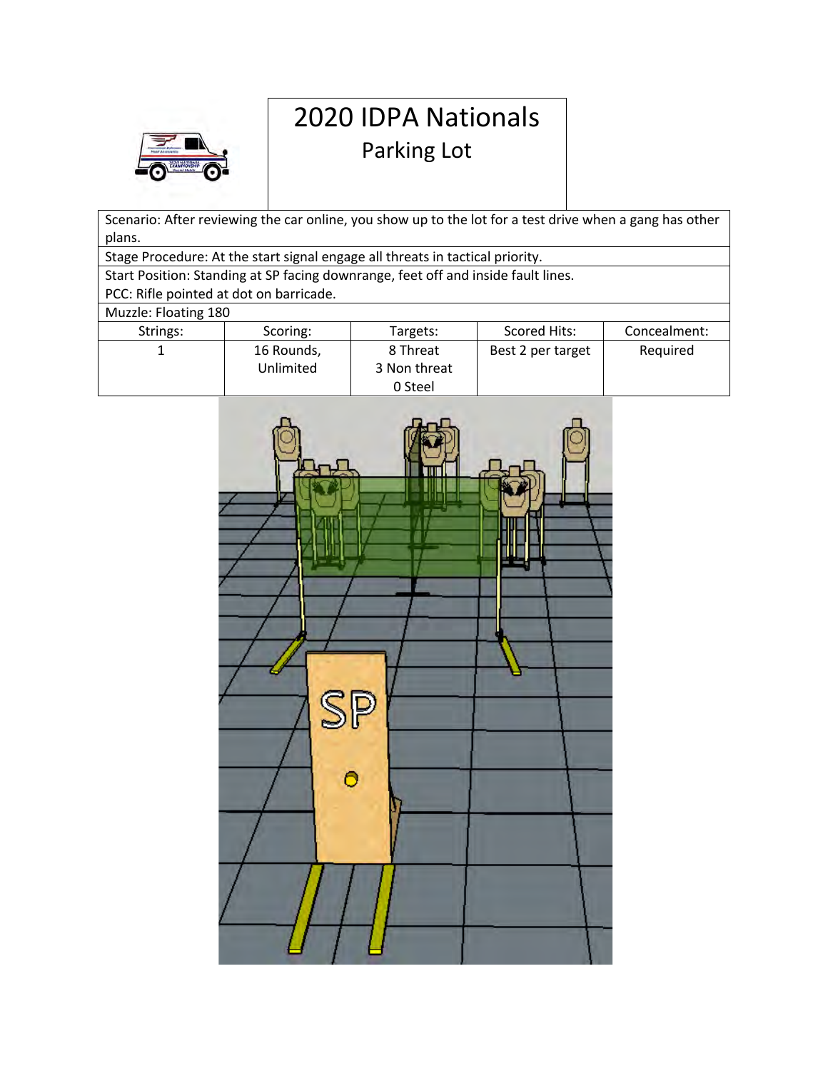# 2020 IDPA Nationals

## Parking Lot

| Scenario: After reviewing the car online, you show up to the lot for a test drive when a gang has other plans. | | | | |
|---|---|---|---|---|
| Stage Procedure: At the start signal engage all threats in tactical priority. | | | | |
| Start Position: Standing at SP facing downrange, feet off and inside fault lines. PCC: Rifle pointed at dot on barricade. | | | | |
| Muzzle: Floating 180 | | | | |
| Strings: | Scoring: | Targets: | Scored Hits: | Concealment: |
| 1 | 16 Rounds, Unlimited | 8 Threat 3 Non threat 0 Steel | Best 2 per target | Required |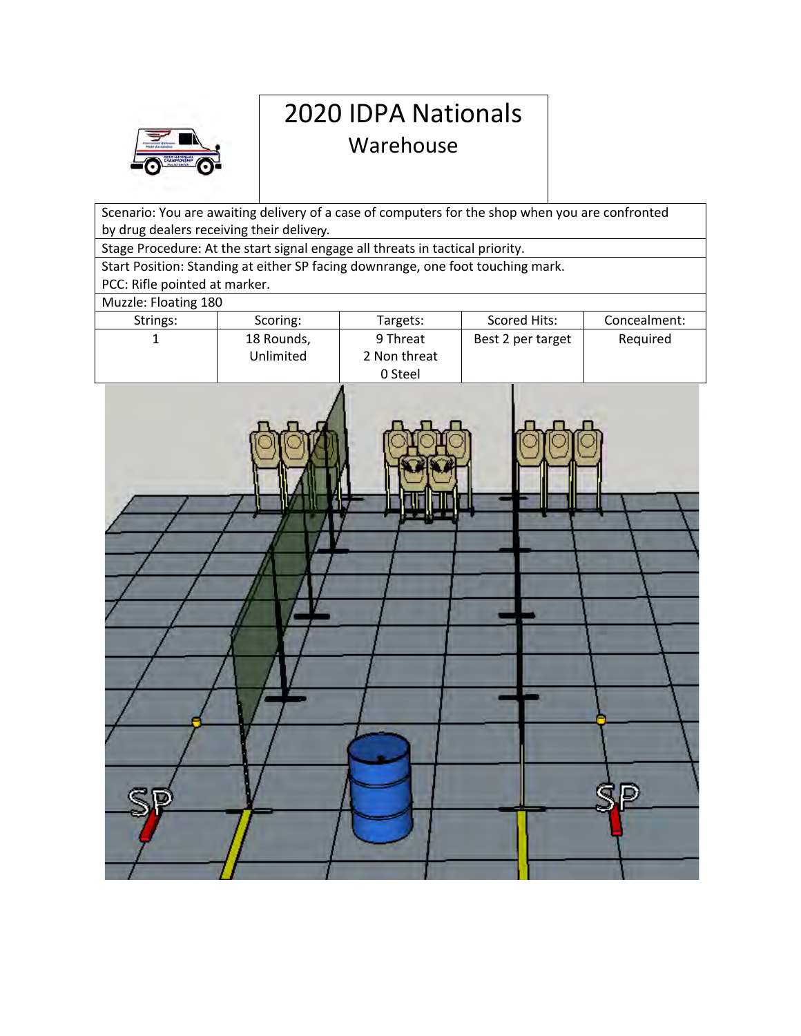# 2020 IDPA Nationals

## Warehouse

Scenario: You are awaiting delivery of a case of computers for the shop when you are confronted by drug dealers receiving their delivery.

Stage Procedure: At the start signal engage all threats in tactical priority.

Start Position: Standing at either SP facing downrange, one foot touching mark.
PCC: Rifle pointed at marker.

Muzzle: Floating 180

| Strings: | Scoring: | Targets: | Scored Hits: | Concealment: |
|---|---|---|---|---|
| 1 | 18 Rounds, Unlimited | 9 Threat<br>2 Non threat<br>0 Steel | Best 2 per target | Required |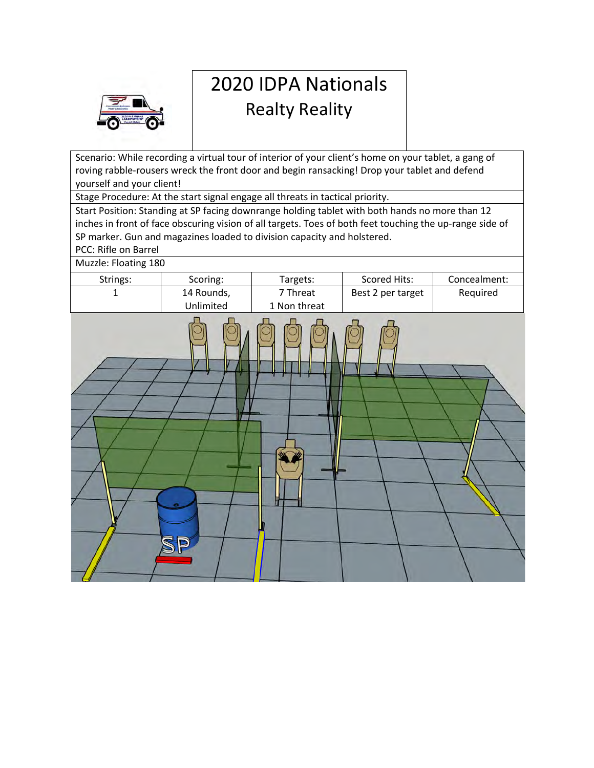# 2020 IDPA Nationals

## Realty Reality

Scenario: While recording a virtual tour of interior of your client's home on your tablet, a gang of roving rabble-rousers wreck the front door and begin ransacking! Drop your tablet and defend yourself and your client!

Stage Procedure: At the start signal engage all threats in tactical priority.

Start Position: Standing at SP facing downrange holding tablet with both hands no more than 12 inches in front of face obscuring vision of all targets. Toes of both feet touching the up-range side of SP marker. Gun and magazines loaded to division capacity and holstered.

PCC: Rifle on Barrel

Muzzle: Floating 180

| Strings: | Scoring: | Targets: | Scored Hits: | Concealment: |
|---|---|---|---|---|
| 1 | 14 Rounds, Unlimited | 7 Threat 1 Non threat | Best 2 per target | Required |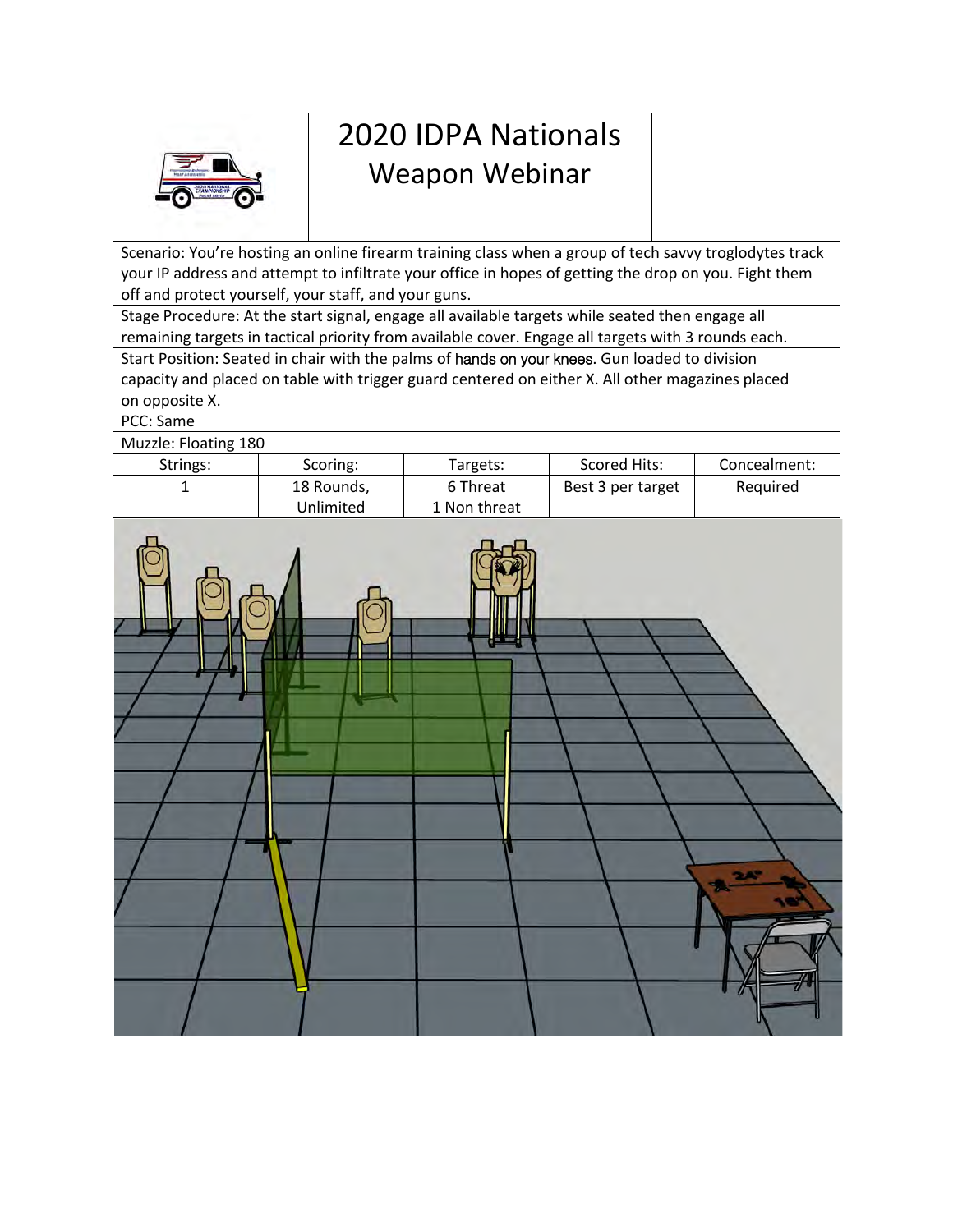# 2020 IDPA Nationals Weapon Webinar

Scenario: You're hosting an online firearm training class when a group of tech savvy troglodytes track your IP address and attempt to infiltrate your office in hopes of getting the drop on you. Fight them off and protect yourself, your staff, and your guns.

Stage Procedure: At the start signal, engage all available targets while seated then engage all remaining targets in tactical priority from available cover. Engage all targets with 3 rounds each.

Start Position: Seated in chair with the palms of hands on your knees. Gun loaded to division capacity and placed on table with trigger guard centered on either X. All other magazines placed on opposite X.

PCC: Same

Muzzle: Floating 180

| Strings: | Scoring: | Targets: | Scored Hits: | Concealment: |
|---|---|---|---|---|
| 1 | 18 Rounds, Unlimited | 6 Threat 1 Non threat | Best 3 per target | Required |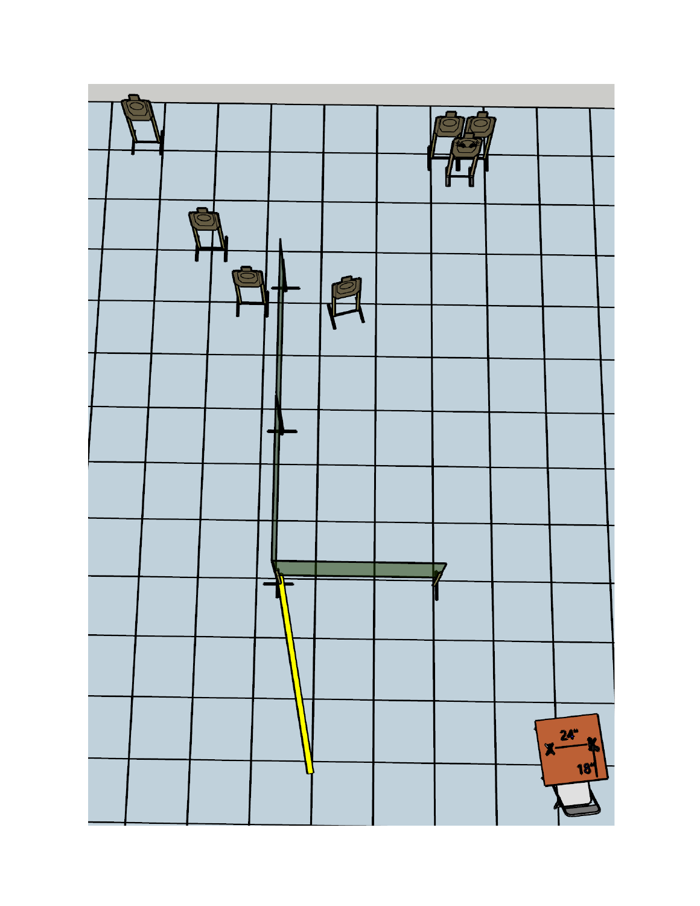24"

18"